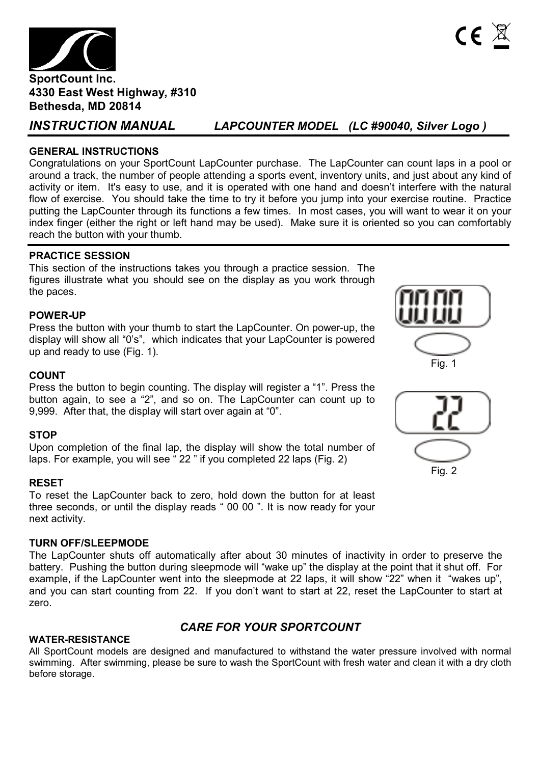**SportCount Inc.**
**4330 East West Highway, #310**
**Bethesda, MD 20814**

# *INSTRUCTION MANUAL* *LAPCOUNTER MODEL (LC #90040, Silver Logo )*

### GENERAL INSTRUCTIONS

Congratulations on your SportCount LapCounter purchase. The LapCounter can count laps in a pool or around a track, the number of people attending a sports event, inventory units, and just about any kind of activity or item. It's easy to use, and it is operated with one hand and doesn't interfere with the natural flow of exercise. You should take the time to try it before you jump into your exercise routine. Practice putting the LapCounter through its functions a few times. In most cases, you will want to wear it on your index finger (either the right or left hand may be used). Make sure it is oriented so you can comfortably reach the button with your thumb.

### PRACTICE SESSION

This section of the instructions takes you through a practice session. The figures illustrate what you should see on the display as you work through the paces.

### POWER-UP

Press the button with your thumb to start the LapCounter. On power-up, the display will show all "0's", which indicates that your LapCounter is powered up and ready to use (Fig. 1).

Fig. 1

### COUNT

Press the button to begin counting. The display will register a "1". Press the button again, to see a "2", and so on. The LapCounter can count up to 9,999. After that, the display will start over again at "0".

### STOP

Upon completion of the final lap, the display will show the total number of laps. For example, you will see " 22 " if you completed 22 laps (Fig. 2)

Fig. 2

### RESET

To reset the LapCounter back to zero, hold down the button for at least three seconds, or until the display reads " 00 00 ". It is now ready for your next activity.

### TURN OFF/SLEEPMODE

The LapCounter shuts off automatically after about 30 minutes of inactivity in order to preserve the battery. Pushing the button during sleepmode will "wake up" the display at the point that it shut off. For example, if the LapCounter went into the sleepmode at 22 laps, it will show "22" when it "wakes up", and you can start counting from 22. If you don't want to start at 22, reset the LapCounter to start at zero.

## *CARE FOR YOUR SPORTCOUNT*

### WATER-RESISTANCE

All SportCount models are designed and manufactured to withstand the water pressure involved with normal swimming. After swimming, please be sure to wash the SportCount with fresh water and clean it with a dry cloth before storage.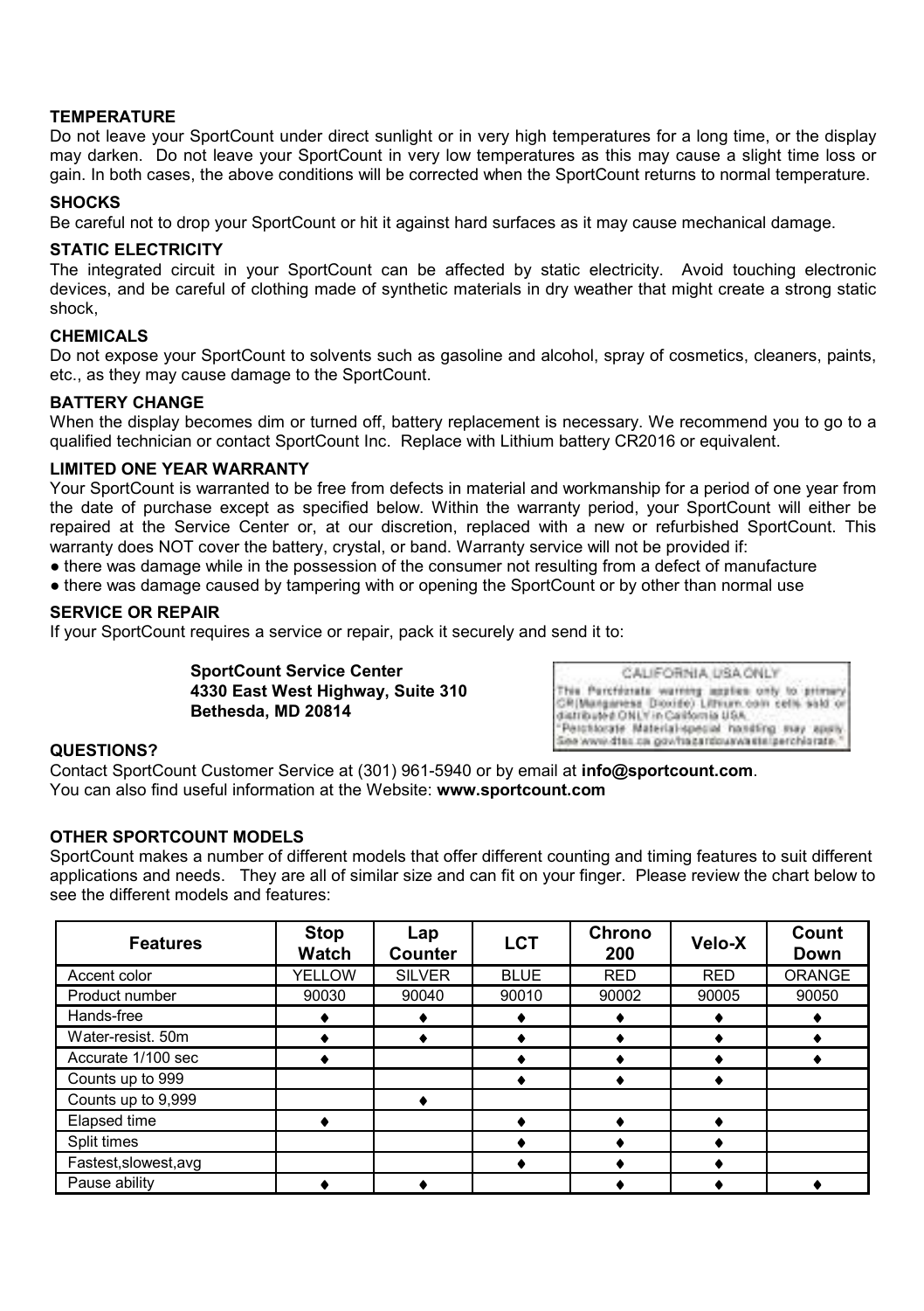**TEMPERATURE**

Do not leave your SportCount under direct sunlight or in very high temperatures for a long time, or the display may darken. Do not leave your SportCount in very low temperatures as this may cause a slight time loss or gain. In both cases, the above conditions will be corrected when the SportCount returns to normal temperature.

**SHOCKS**

Be careful not to drop your SportCount or hit it against hard surfaces as it may cause mechanical damage.

**STATIC ELECTRICITY**

The integrated circuit in your SportCount can be affected by static electricity. Avoid touching electronic devices, and be careful of clothing made of synthetic materials in dry weather that might create a strong static shock,

**CHEMICALS**

Do not expose your SportCount to solvents such as gasoline and alcohol, spray of cosmetics, cleaners, paints, etc., as they may cause damage to the SportCount.

**BATTERY CHANGE**

When the display becomes dim or turned off, battery replacement is necessary. We recommend you to go to a qualified technician or contact SportCount Inc. Replace with Lithium battery CR2016 or equivalent.

**LIMITED ONE YEAR WARRANTY**

Your SportCount is warranted to be free from defects in material and workmanship for a period of one year from the date of purchase except as specified below. Within the warranty period, your SportCount will either be repaired at the Service Center or, at our discretion, replaced with a new or refurbished SportCount. This warranty does NOT cover the battery, crystal, or band. Warranty service will not be provided if:

- there was damage while in the possession of the consumer not resulting from a defect of manufacture
- there was damage caused by tampering with or opening the SportCount or by other than normal use

**SERVICE OR REPAIR**

If your SportCount requires a service or repair, pack it securely and send it to:

**SportCount Service Center**
**4330 East West Highway, Suite 310**
**Bethesda, MD 20814**

CALIFORNIA USA ONLY
This Perchlorate warning applies only to primary CR(Manganese Dioxide) Lithium coin cells sold or distributed ONLY in California USA.
"Perchlorate Material-special handling may apply. See www.dtsc.ca.gov/hazardouswaste/perchlorate."

**QUESTIONS?**

Contact SportCount Customer Service at (301) 961-5940 or by email at **info@sportcount.com**.
You can also find useful information at the Website: **www.sportcount.com**

**OTHER SPORTCOUNT MODELS**

SportCount makes a number of different models that offer different counting and timing features to suit different applications and needs. They are all of similar size and can fit on your finger. Please review the chart below to see the different models and features:

| Features | Stop Watch | Lap Counter | LCT | Chrono 200 | Velo-X | Count Down |
|---|---|---|---|---|---|---|
| Accent color | YELLOW | SILVER | BLUE | RED | RED | ORANGE |
| Product number | 90030 | 90040 | 90010 | 90002 | 90005 | 90050 |
| Hands-free | ♦ | ♦ | ♦ | ♦ | ♦ | ♦ |
| Water-resist. 50m | ♦ | ♦ | ♦ | ♦ | ♦ | ♦ |
| Accurate 1/100 sec | ♦ | | ♦ | ♦ | ♦ | ♦ |
| Counts up to 999 | | | ♦ | ♦ | ♦ | |
| Counts up to 9,999 | | ♦ | | | | |
| Elapsed time | ♦ | | ♦ | ♦ | ♦ | |
| Split times | | | ♦ | ♦ | ♦ | |
| Fastest,slowest,avg | | | ♦ | ♦ | ♦ | |
| Pause ability | ♦ | ♦ | | ♦ | ♦ | ♦ |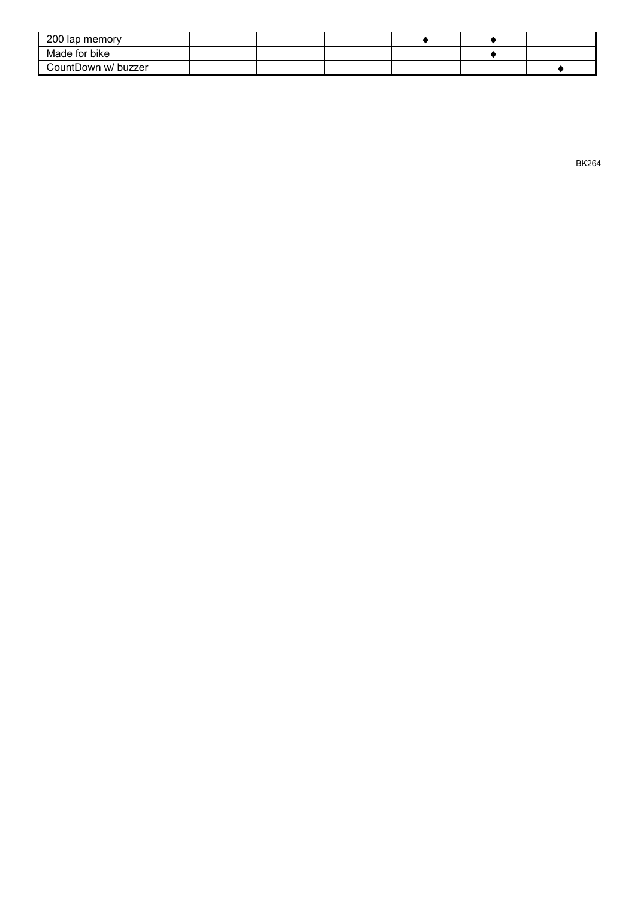| | | | | | | |
|---|---|---|---|---|---|---|
| 200 lap memory | | | | ♦ | ♦ | |
| Made for bike | | | | | ♦ | |
| CountDown w/ buzzer | | | | | | ♦ |